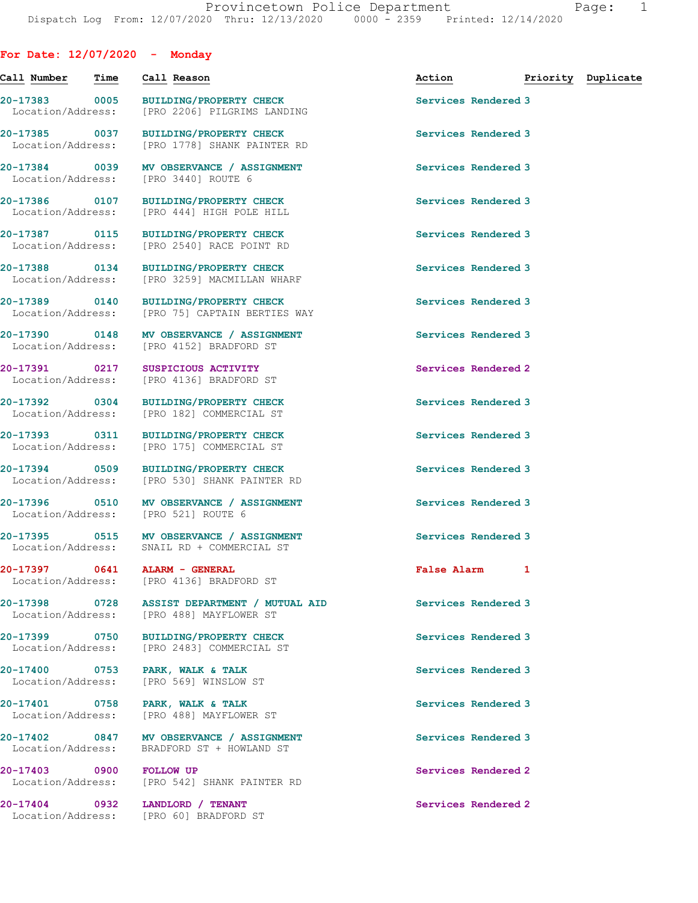Provincetown Police Department
Dispatch Log From: 12/07/2020 Thru: 12/13/2020 0000 - 2359 Printed: 12/14/2020

## For Date: 12/07/2020 - Monday

| Call Number | Time | Call Reason | Action | Priority | Duplicate |
|---|---|---|---|---|---|
| 20-17383 | 0005 | BUILDING/PROPERTY CHECK | Services Rendered | 3 | |
| Location/Address: | | [PRO 2206] PILGRIMS LANDING | | | |
| 20-17385 | 0037 | BUILDING/PROPERTY CHECK | Services Rendered | 3 | |
| Location/Address: | | [PRO 1778] SHANK PAINTER RD | | | |
| 20-17384 | 0039 | MV OBSERVANCE / ASSIGNMENT | Services Rendered | 3 | |
| Location/Address: | | [PRO 3440] ROUTE 6 | | | |
| 20-17386 | 0107 | BUILDING/PROPERTY CHECK | Services Rendered | 3 | |
| Location/Address: | | [PRO 444] HIGH POLE HILL | | | |
| 20-17387 | 0115 | BUILDING/PROPERTY CHECK | Services Rendered | 3 | |
| Location/Address: | | [PRO 2540] RACE POINT RD | | | |
| 20-17388 | 0134 | BUILDING/PROPERTY CHECK | Services Rendered | 3 | |
| Location/Address: | | [PRO 3259] MACMILLAN WHARF | | | |
| 20-17389 | 0140 | BUILDING/PROPERTY CHECK | Services Rendered | 3 | |
| Location/Address: | | [PRO 75] CAPTAIN BERTIES WAY | | | |
| 20-17390 | 0148 | MV OBSERVANCE / ASSIGNMENT | Services Rendered | 3 | |
| Location/Address: | | [PRO 4152] BRADFORD ST | | | |
| 20-17391 | 0217 | SUSPICIOUS ACTIVITY | Services Rendered | 2 | |
| Location/Address: | | [PRO 4136] BRADFORD ST | | | |
| 20-17392 | 0304 | BUILDING/PROPERTY CHECK | Services Rendered | 3 | |
| Location/Address: | | [PRO 182] COMMERCIAL ST | | | |
| 20-17393 | 0311 | BUILDING/PROPERTY CHECK | Services Rendered | 3 | |
| Location/Address: | | [PRO 175] COMMERCIAL ST | | | |
| 20-17394 | 0509 | BUILDING/PROPERTY CHECK | Services Rendered | 3 | |
| Location/Address: | | [PRO 530] SHANK PAINTER RD | | | |
| 20-17396 | 0510 | MV OBSERVANCE / ASSIGNMENT | Services Rendered | 3 | |
| Location/Address: | | [PRO 521] ROUTE 6 | | | |
| 20-17395 | 0515 | MV OBSERVANCE / ASSIGNMENT | Services Rendered | 3 | |
| Location/Address: | | SNAIL RD + COMMERCIAL ST | | | |
| 20-17397 | 0641 | ALARM - GENERAL | False Alarm | 1 | |
| Location/Address: | | [PRO 4136] BRADFORD ST | | | |
| 20-17398 | 0728 | ASSIST DEPARTMENT / MUTUAL AID | Services Rendered | 3 | |
| Location/Address: | | [PRO 488] MAYFLOWER ST | | | |
| 20-17399 | 0750 | BUILDING/PROPERTY CHECK | Services Rendered | 3 | |
| Location/Address: | | [PRO 2483] COMMERCIAL ST | | | |
| 20-17400 | 0753 | PARK, WALK & TALK | Services Rendered | 3 | |
| Location/Address: | | [PRO 569] WINSLOW ST | | | |
| 20-17401 | 0758 | PARK, WALK & TALK | Services Rendered | 3 | |
| Location/Address: | | [PRO 488] MAYFLOWER ST | | | |
| 20-17402 | 0847 | MV OBSERVANCE / ASSIGNMENT | Services Rendered | 3 | |
| Location/Address: | | BRADFORD ST + HOWLAND ST | | | |
| 20-17403 | 0900 | FOLLOW UP | Services Rendered | 2 | |
| Location/Address: | | [PRO 542] SHANK PAINTER RD | | | |
| 20-17404 | 0932 | LANDLORD / TENANT | Services Rendered | 2 | |
| Location/Address: | | [PRO 60] BRADFORD ST | | | |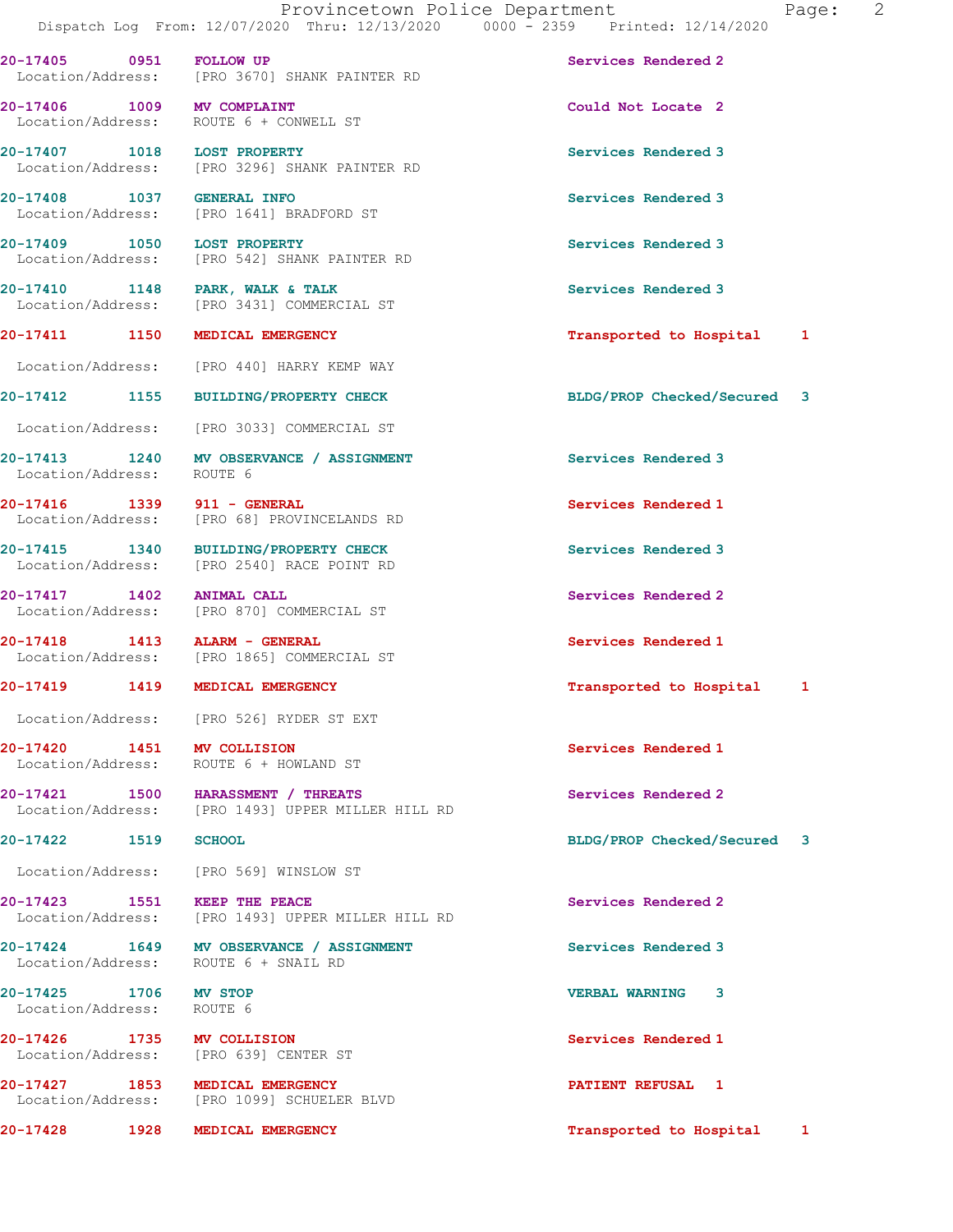| Call # | Time | Call Reason | Action / Priority |
|---|---|---|---|
| 20-17405 | 0951 | FOLLOW UP | Services Rendered 2 |
| | | Location/Address: [PRO 3670] SHANK PAINTER RD | |
| 20-17406 | 1009 | MV COMPLAINT | Could Not Locate 2 |
| | | Location/Address: ROUTE 6 + CONWELL ST | |
| 20-17407 | 1018 | LOST PROPERTY | Services Rendered 3 |
| | | Location/Address: [PRO 3296] SHANK PAINTER RD | |
| 20-17408 | 1037 | GENERAL INFO | Services Rendered 3 |
| | | Location/Address: [PRO 1641] BRADFORD ST | |
| 20-17409 | 1050 | LOST PROPERTY | Services Rendered 3 |
| | | Location/Address: [PRO 542] SHANK PAINTER RD | |
| 20-17410 | 1148 | PARK, WALK & TALK | Services Rendered 3 |
| | | Location/Address: [PRO 3431] COMMERCIAL ST | |
| 20-17411 | 1150 | MEDICAL EMERGENCY | Transported to Hospital 1 |
| | | Location/Address: [PRO 440] HARRY KEMP WAY | |
| 20-17412 | 1155 | BUILDING/PROPERTY CHECK | BLDG/PROP Checked/Secured 3 |
| | | Location/Address: [PRO 3033] COMMERCIAL ST | |
| 20-17413 | 1240 | MV OBSERVANCE / ASSIGNMENT | Services Rendered 3 |
| | | Location/Address: ROUTE 6 | |
| 20-17416 | 1339 | 911 - GENERAL | Services Rendered 1 |
| | | Location/Address: [PRO 68] PROVINCELANDS RD | |
| 20-17415 | 1340 | BUILDING/PROPERTY CHECK | Services Rendered 3 |
| | | Location/Address: [PRO 2540] RACE POINT RD | |
| 20-17417 | 1402 | ANIMAL CALL | Services Rendered 2 |
| | | Location/Address: [PRO 870] COMMERCIAL ST | |
| 20-17418 | 1413 | ALARM - GENERAL | Services Rendered 1 |
| | | Location/Address: [PRO 1865] COMMERCIAL ST | |
| 20-17419 | 1419 | MEDICAL EMERGENCY | Transported to Hospital 1 |
| | | Location/Address: [PRO 526] RYDER ST EXT | |
| 20-17420 | 1451 | MV COLLISION | Services Rendered 1 |
| | | Location/Address: ROUTE 6 + HOWLAND ST | |
| 20-17421 | 1500 | HARASSMENT / THREATS | Services Rendered 2 |
| | | Location/Address: [PRO 1493] UPPER MILLER HILL RD | |
| 20-17422 | 1519 | SCHOOL | BLDG/PROP Checked/Secured 3 |
| | | Location/Address: [PRO 569] WINSLOW ST | |
| 20-17423 | 1551 | KEEP THE PEACE | Services Rendered 2 |
| | | Location/Address: [PRO 1493] UPPER MILLER HILL RD | |
| 20-17424 | 1649 | MV OBSERVANCE / ASSIGNMENT | Services Rendered 3 |
| | | Location/Address: ROUTE 6 + SNAIL RD | |
| 20-17425 | 1706 | MV STOP | VERBAL WARNING 3 |
| | | Location/Address: ROUTE 6 | |
| 20-17426 | 1735 | MV COLLISION | Services Rendered 1 |
| | | Location/Address: [PRO 639] CENTER ST | |
| 20-17427 | 1853 | MEDICAL EMERGENCY | PATIENT REFUSAL 1 |
| | | Location/Address: [PRO 1099] SCHUELER BLVD | |
| 20-17428 | 1928 | MEDICAL EMERGENCY | Transported to Hospital 1 |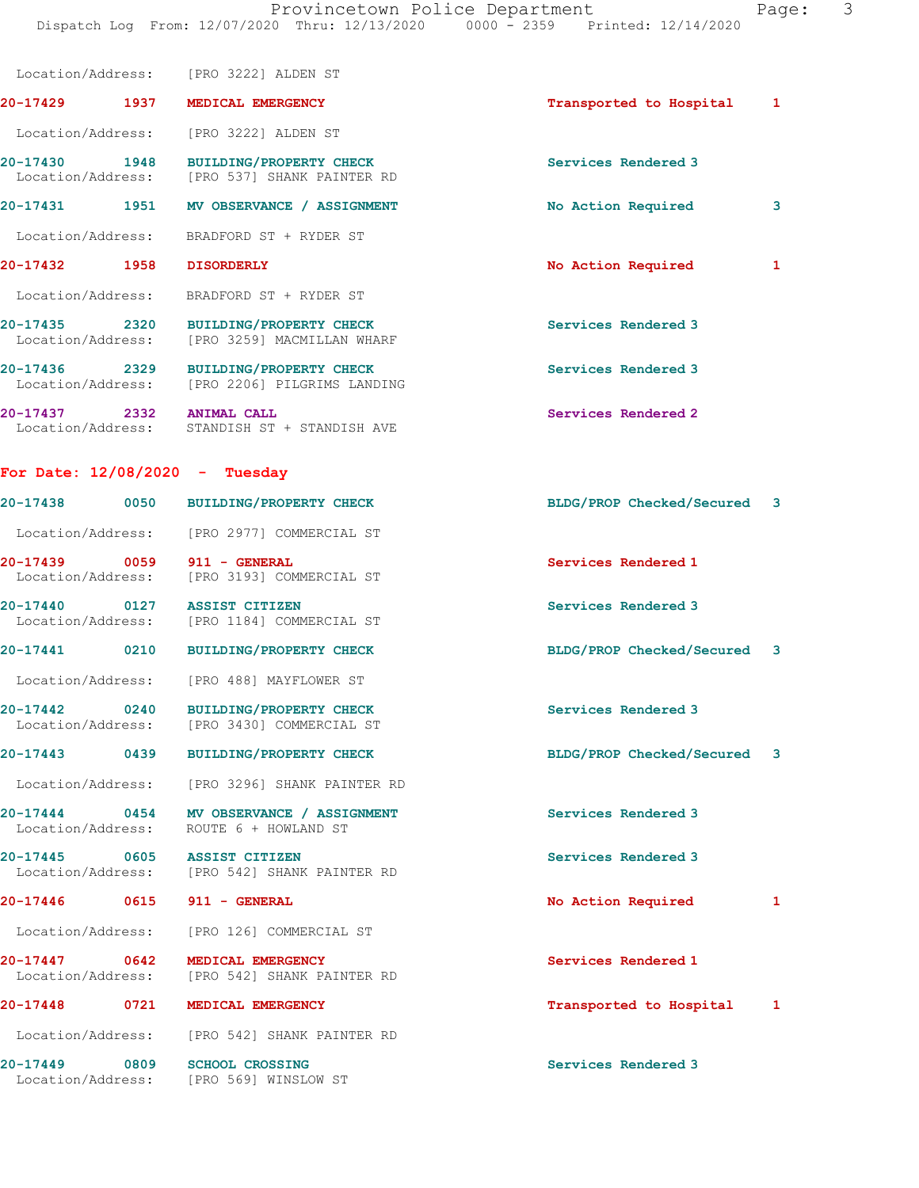Location/Address: [PRO 3222] ALDEN ST

| Call No. | Time | Call Reason | Action | Priority |
|---|---|---|---|---|
| 20-17429 | 1937 | MEDICAL EMERGENCY | Transported to Hospital | 1 |

Location/Address: [PRO 3222] ALDEN ST

| Call No. | Time | Call Reason | Action | Priority |
|---|---|---|---|---|
| 20-17430 | 1948 | BUILDING/PROPERTY CHECK | Services Rendered | 3 |

Location/Address: [PRO 537] SHANK PAINTER RD

| Call No. | Time | Call Reason | Action | Priority |
|---|---|---|---|---|
| 20-17431 | 1951 | MV OBSERVANCE / ASSIGNMENT | No Action Required | 3 |

Location/Address: BRADFORD ST + RYDER ST

| Call No. | Time | Call Reason | Action | Priority |
|---|---|---|---|---|
| 20-17432 | 1958 | DISORDERLY | No Action Required | 1 |

Location/Address: BRADFORD ST + RYDER ST

| Call No. | Time | Call Reason | Action | Priority |
|---|---|---|---|---|
| 20-17435 | 2320 | BUILDING/PROPERTY CHECK | Services Rendered | 3 |

Location/Address: [PRO 3259] MACMILLAN WHARF

| Call No. | Time | Call Reason | Action | Priority |
|---|---|---|---|---|
| 20-17436 | 2329 | BUILDING/PROPERTY CHECK | Services Rendered | 3 |

Location/Address: [PRO 2206] PILGRIMS LANDING

| Call No. | Time | Call Reason | Action | Priority |
|---|---|---|---|---|
| 20-17437 | 2332 | ANIMAL CALL | Services Rendered | 2 |

Location/Address: STANDISH ST + STANDISH AVE

## For Date: 12/08/2020 - Tuesday

| Call No. | Time | Call Reason | Action | Priority |
|---|---|---|---|---|
| 20-17438 | 0050 | BUILDING/PROPERTY CHECK | BLDG/PROP Checked/Secured | 3 |

Location/Address: [PRO 2977] COMMERCIAL ST

| Call No. | Time | Call Reason | Action | Priority |
|---|---|---|---|---|
| 20-17439 | 0059 | 911 - GENERAL | Services Rendered | 1 |

Location/Address: [PRO 3193] COMMERCIAL ST

| Call No. | Time | Call Reason | Action | Priority |
|---|---|---|---|---|
| 20-17440 | 0127 | ASSIST CITIZEN | Services Rendered | 3 |

Location/Address: [PRO 1184] COMMERCIAL ST

| Call No. | Time | Call Reason | Action | Priority |
|---|---|---|---|---|
| 20-17441 | 0210 | BUILDING/PROPERTY CHECK | BLDG/PROP Checked/Secured | 3 |

Location/Address: [PRO 488] MAYFLOWER ST

| Call No. | Time | Call Reason | Action | Priority |
|---|---|---|---|---|
| 20-17442 | 0240 | BUILDING/PROPERTY CHECK | Services Rendered | 3 |

Location/Address: [PRO 3430] COMMERCIAL ST

| Call No. | Time | Call Reason | Action | Priority |
|---|---|---|---|---|
| 20-17443 | 0439 | BUILDING/PROPERTY CHECK | BLDG/PROP Checked/Secured | 3 |

Location/Address: [PRO 3296] SHANK PAINTER RD

| Call No. | Time | Call Reason | Action | Priority |
|---|---|---|---|---|
| 20-17444 | 0454 | MV OBSERVANCE / ASSIGNMENT | Services Rendered | 3 |

Location/Address: ROUTE 6 + HOWLAND ST

| Call No. | Time | Call Reason | Action | Priority |
|---|---|---|---|---|
| 20-17445 | 0605 | ASSIST CITIZEN | Services Rendered | 3 |

Location/Address: [PRO 542] SHANK PAINTER RD

| Call No. | Time | Call Reason | Action | Priority |
|---|---|---|---|---|
| 20-17446 | 0615 | 911 - GENERAL | No Action Required | 1 |

Location/Address: [PRO 126] COMMERCIAL ST

| Call No. | Time | Call Reason | Action | Priority |
|---|---|---|---|---|
| 20-17447 | 0642 | MEDICAL EMERGENCY | Services Rendered | 1 |

Location/Address: [PRO 542] SHANK PAINTER RD

| Call No. | Time | Call Reason | Action | Priority |
|---|---|---|---|---|
| 20-17448 | 0721 | MEDICAL EMERGENCY | Transported to Hospital | 1 |

Location/Address: [PRO 542] SHANK PAINTER RD

| Call No. | Time | Call Reason | Action | Priority |
|---|---|---|---|---|
| 20-17449 | 0809 | SCHOOL CROSSING | Services Rendered | 3 |

Location/Address: [PRO 569] WINSLOW ST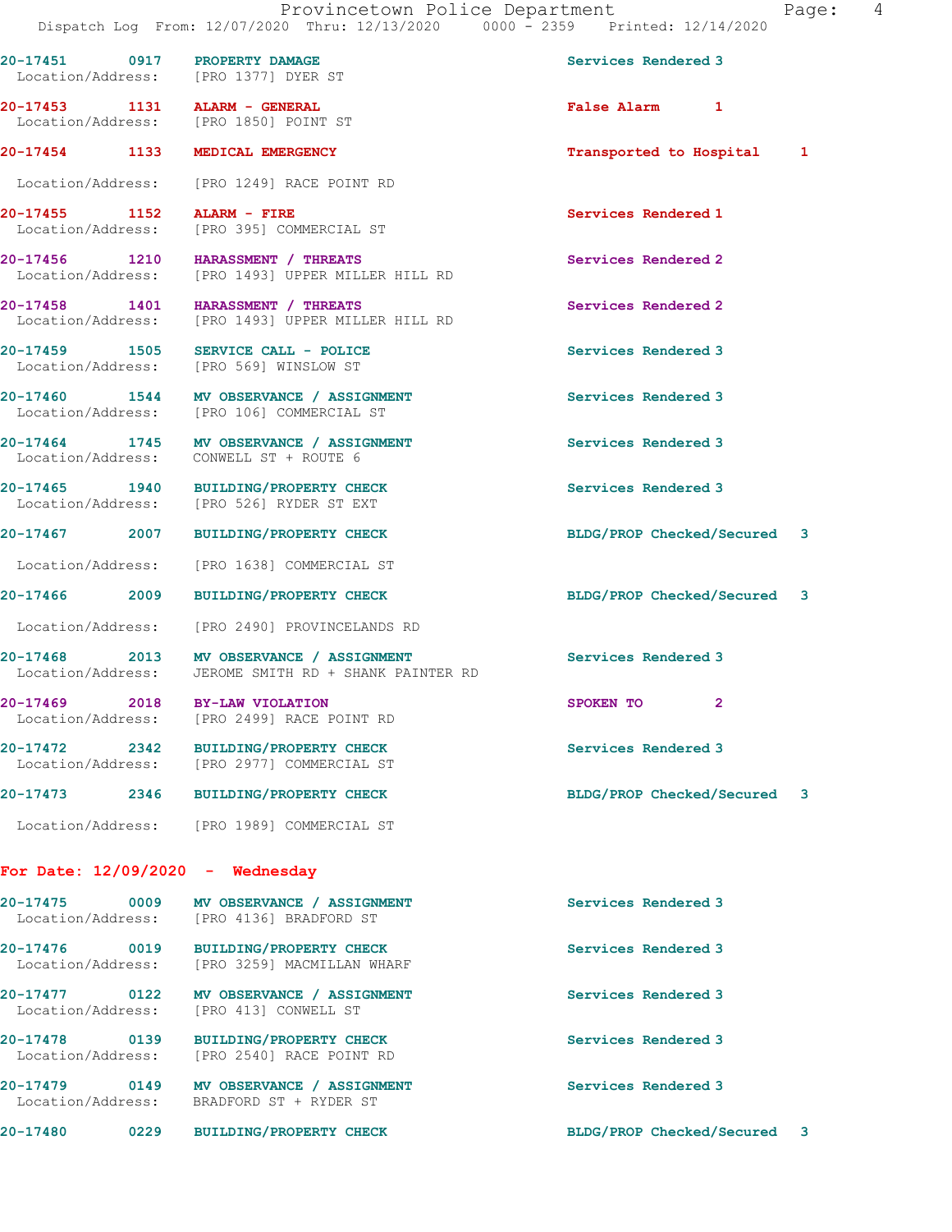20-17451 0917 PROPERTY DAMAGE Services Rendered 3
Location/Address: [PRO 1377] DYER ST

20-17453 1131 ALARM - GENERAL False Alarm 1
Location/Address: [PRO 1850] POINT ST

20-17454 1133 MEDICAL EMERGENCY Transported to Hospital 1
Location/Address: [PRO 1249] RACE POINT RD

20-17455 1152 ALARM - FIRE Services Rendered 1
Location/Address: [PRO 395] COMMERCIAL ST

20-17456 1210 HARASSMENT / THREATS Services Rendered 2
Location/Address: [PRO 1493] UPPER MILLER HILL RD

20-17458 1401 HARASSMENT / THREATS Services Rendered 2
Location/Address: [PRO 1493] UPPER MILLER HILL RD

20-17459 1505 SERVICE CALL - POLICE Services Rendered 3
Location/Address: [PRO 569] WINSLOW ST

20-17460 1544 MV OBSERVANCE / ASSIGNMENT Services Rendered 3
Location/Address: [PRO 106] COMMERCIAL ST

20-17464 1745 MV OBSERVANCE / ASSIGNMENT Services Rendered 3
Location/Address: CONWELL ST + ROUTE 6

20-17465 1940 BUILDING/PROPERTY CHECK Services Rendered 3
Location/Address: [PRO 526] RYDER ST EXT

20-17467 2007 BUILDING/PROPERTY CHECK BLDG/PROP Checked/Secured 3
Location/Address: [PRO 1638] COMMERCIAL ST

20-17466 2009 BUILDING/PROPERTY CHECK BLDG/PROP Checked/Secured 3
Location/Address: [PRO 2490] PROVINCELANDS RD

20-17468 2013 MV OBSERVANCE / ASSIGNMENT Services Rendered 3
Location/Address: JEROME SMITH RD + SHANK PAINTER RD

20-17469 2018 BY-LAW VIOLATION SPOKEN TO 2
Location/Address: [PRO 2499] RACE POINT RD

20-17472 2342 BUILDING/PROPERTY CHECK Services Rendered 3
Location/Address: [PRO 2977] COMMERCIAL ST

20-17473 2346 BUILDING/PROPERTY CHECK BLDG/PROP Checked/Secured 3
Location/Address: [PRO 1989] COMMERCIAL ST

## For Date: 12/09/2020 - Wednesday

20-17475 0009 MV OBSERVANCE / ASSIGNMENT Services Rendered 3
Location/Address: [PRO 4136] BRADFORD ST

20-17476 0019 BUILDING/PROPERTY CHECK Services Rendered 3
Location/Address: [PRO 3259] MACMILLAN WHARF

20-17477 0122 MV OBSERVANCE / ASSIGNMENT Services Rendered 3
Location/Address: [PRO 413] CONWELL ST

20-17478 0139 BUILDING/PROPERTY CHECK Services Rendered 3
Location/Address: [PRO 2540] RACE POINT RD

20-17479 0149 MV OBSERVANCE / ASSIGNMENT Services Rendered 3
Location/Address: BRADFORD ST + RYDER ST

20-17480 0229 BUILDING/PROPERTY CHECK BLDG/PROP Checked/Secured 3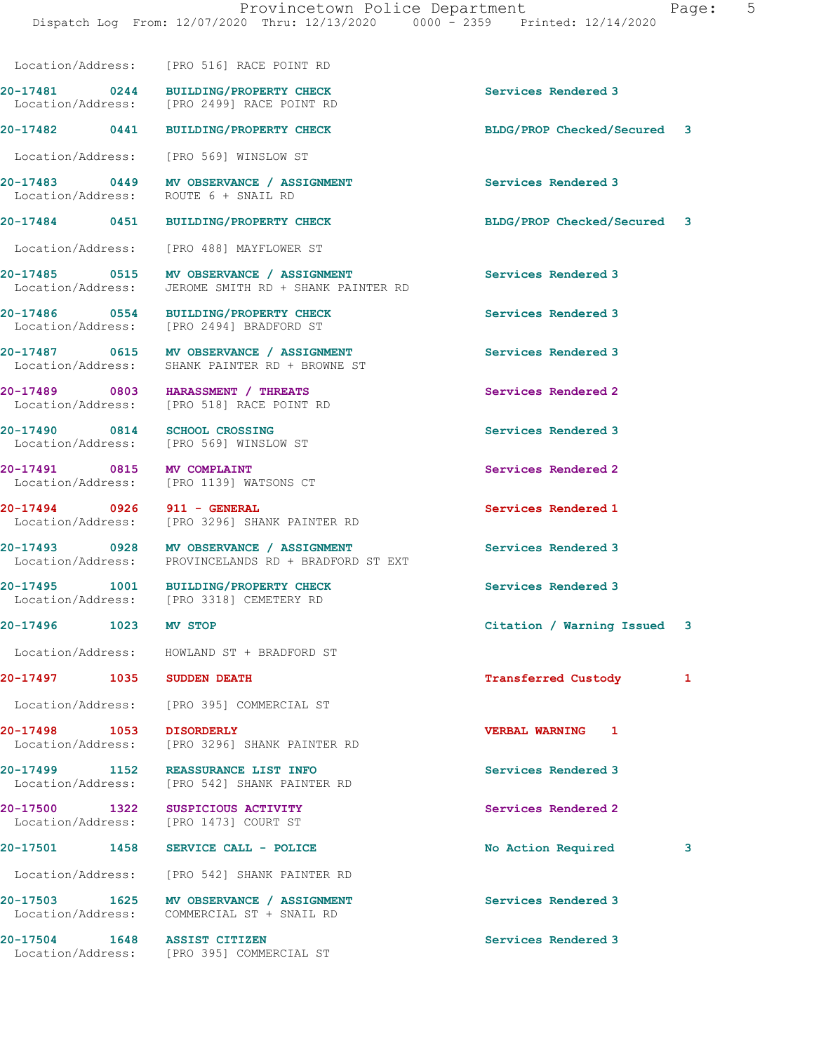Location/Address: [PRO 516] RACE POINT RD

**20-17481 0244 BUILDING/PROPERTY CHECK** Services Rendered 3
Location/Address: [PRO 2499] RACE POINT RD

**20-17482 0441 BUILDING/PROPERTY CHECK** BLDG/PROP Checked/Secured 3
Location/Address: [PRO 569] WINSLOW ST

**20-17483 0449 MV OBSERVANCE / ASSIGNMENT** Services Rendered 3
Location/Address: ROUTE 6 + SNAIL RD

**20-17484 0451 BUILDING/PROPERTY CHECK** BLDG/PROP Checked/Secured 3
Location/Address: [PRO 488] MAYFLOWER ST

**20-17485 0515 MV OBSERVANCE / ASSIGNMENT** Services Rendered 3
Location/Address: JEROME SMITH RD + SHANK PAINTER RD

**20-17486 0554 BUILDING/PROPERTY CHECK** Services Rendered 3
Location/Address: [PRO 2494] BRADFORD ST

**20-17487 0615 MV OBSERVANCE / ASSIGNMENT** Services Rendered 3
Location/Address: SHANK PAINTER RD + BROWNE ST

**20-17489 0803 HARASSMENT / THREATS** Services Rendered 2
Location/Address: [PRO 518] RACE POINT RD

**20-17490 0814 SCHOOL CROSSING** Services Rendered 3
Location/Address: [PRO 569] WINSLOW ST

**20-17491 0815 MV COMPLAINT** Services Rendered 2
Location/Address: [PRO 1139] WATSONS CT

**20-17494 0926 911 - GENERAL** Services Rendered 1
Location/Address: [PRO 3296] SHANK PAINTER RD

**20-17493 0928 MV OBSERVANCE / ASSIGNMENT** Services Rendered 3
Location/Address: PROVINCELANDS RD + BRADFORD ST EXT

**20-17495 1001 BUILDING/PROPERTY CHECK** Services Rendered 3
Location/Address: [PRO 3318] CEMETERY RD

**20-17496 1023 MV STOP** Citation / Warning Issued 3
Location/Address: HOWLAND ST + BRADFORD ST

**20-17497 1035 SUDDEN DEATH** Transferred Custody 1
Location/Address: [PRO 395] COMMERCIAL ST

**20-17498 1053 DISORDERLY** VERBAL WARNING 1
Location/Address: [PRO 3296] SHANK PAINTER RD

**20-17499 1152 REASSURANCE LIST INFO** Services Rendered 3
Location/Address: [PRO 542] SHANK PAINTER RD

**20-17500 1322 SUSPICIOUS ACTIVITY** Services Rendered 2
Location/Address: [PRO 1473] COURT ST

**20-17501 1458 SERVICE CALL - POLICE** No Action Required 3
Location/Address: [PRO 542] SHANK PAINTER RD

**20-17503 1625 MV OBSERVANCE / ASSIGNMENT** Services Rendered 3
Location/Address: COMMERCIAL ST + SNAIL RD

**20-17504 1648 ASSIST CITIZEN** Services Rendered 3
Location/Address: [PRO 395] COMMERCIAL ST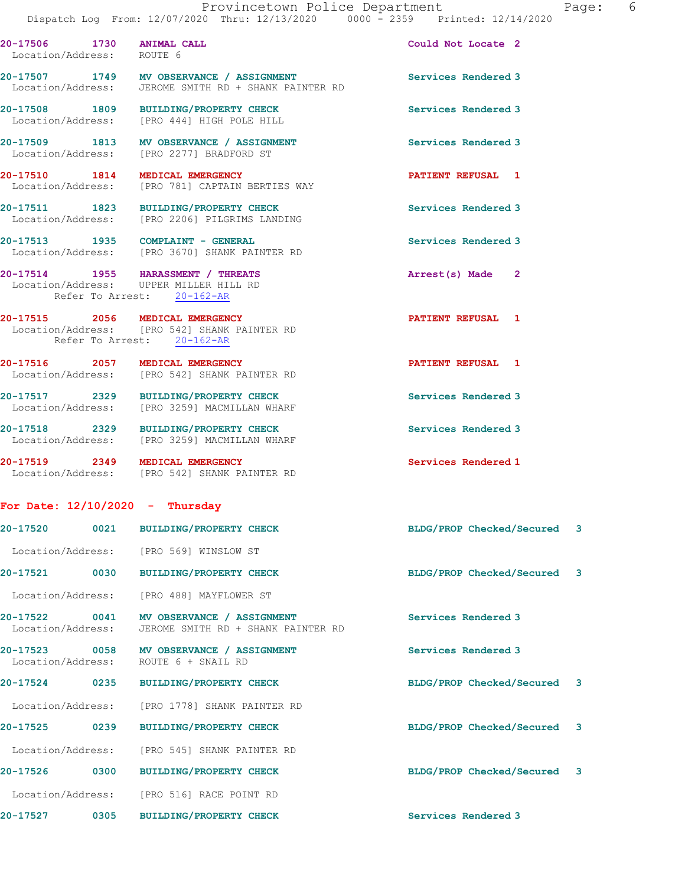20-17506 1730 ANIMAL CALL Could Not Locate 2
Location/Address: ROUTE 6

20-17507 1749 MV OBSERVANCE / ASSIGNMENT Services Rendered 3
Location/Address: JEROME SMITH RD + SHANK PAINTER RD

20-17508 1809 BUILDING/PROPERTY CHECK Services Rendered 3
Location/Address: [PRO 444] HIGH POLE HILL

20-17509 1813 MV OBSERVANCE / ASSIGNMENT Services Rendered 3
Location/Address: [PRO 2277] BRADFORD ST

20-17510 1814 MEDICAL EMERGENCY PATIENT REFUSAL 1
Location/Address: [PRO 781] CAPTAIN BERTIES WAY

20-17511 1823 BUILDING/PROPERTY CHECK Services Rendered 3
Location/Address: [PRO 2206] PILGRIMS LANDING

20-17513 1935 COMPLAINT - GENERAL Services Rendered 3
Location/Address: [PRO 3670] SHANK PAINTER RD

20-17514 1955 HARASSMENT / THREATS Arrest(s) Made 2
Location/Address: UPPER MILLER HILL RD
Refer To Arrest: 20-162-AR

20-17515 2056 MEDICAL EMERGENCY PATIENT REFUSAL 1
Location/Address: [PRO 542] SHANK PAINTER RD
Refer To Arrest: 20-162-AR

20-17516 2057 MEDICAL EMERGENCY PATIENT REFUSAL 1
Location/Address: [PRO 542] SHANK PAINTER RD

20-17517 2329 BUILDING/PROPERTY CHECK Services Rendered 3
Location/Address: [PRO 3259] MACMILLAN WHARF

20-17518 2329 BUILDING/PROPERTY CHECK Services Rendered 3
Location/Address: [PRO 3259] MACMILLAN WHARF

20-17519 2349 MEDICAL EMERGENCY Services Rendered 1
Location/Address: [PRO 542] SHANK PAINTER RD

## For Date: 12/10/2020 - Thursday

20-17520 0021 BUILDING/PROPERTY CHECK BLDG/PROP Checked/Secured 3
Location/Address: [PRO 569] WINSLOW ST

20-17521 0030 BUILDING/PROPERTY CHECK BLDG/PROP Checked/Secured 3
Location/Address: [PRO 488] MAYFLOWER ST

20-17522 0041 MV OBSERVANCE / ASSIGNMENT Services Rendered 3
Location/Address: JEROME SMITH RD + SHANK PAINTER RD

20-17523 0058 MV OBSERVANCE / ASSIGNMENT Services Rendered 3
Location/Address: ROUTE 6 + SNAIL RD

20-17524 0235 BUILDING/PROPERTY CHECK BLDG/PROP Checked/Secured 3
Location/Address: [PRO 1778] SHANK PAINTER RD

20-17525 0239 BUILDING/PROPERTY CHECK BLDG/PROP Checked/Secured 3
Location/Address: [PRO 545] SHANK PAINTER RD

20-17526 0300 BUILDING/PROPERTY CHECK BLDG/PROP Checked/Secured 3
Location/Address: [PRO 516] RACE POINT RD

20-17527 0305 BUILDING/PROPERTY CHECK Services Rendered 3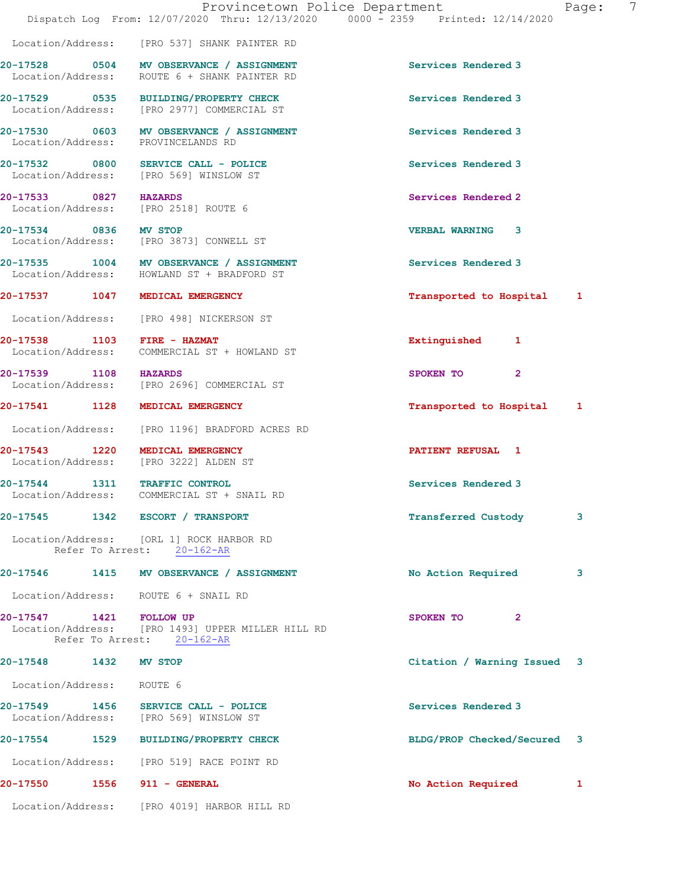Location/Address: [PRO 537] SHANK PAINTER RD

| Call # | Time | Type | Disposition | Priority |
|---|---|---|---|---|
| 20-17528 | 0504 | MV OBSERVANCE / ASSIGNMENT | Services Rendered | 3 |
| | | Location/Address: ROUTE 6 + SHANK PAINTER RD | | |
| 20-17529 | 0535 | BUILDING/PROPERTY CHECK | Services Rendered | 3 |
| | | Location/Address: [PRO 2977] COMMERCIAL ST | | |
| 20-17530 | 0603 | MV OBSERVANCE / ASSIGNMENT | Services Rendered | 3 |
| | | Location/Address: PROVINCELANDS RD | | |
| 20-17532 | 0800 | SERVICE CALL - POLICE | Services Rendered | 3 |
| | | Location/Address: [PRO 569] WINSLOW ST | | |
| 20-17533 | 0827 | HAZARDS | Services Rendered | 2 |
| | | Location/Address: [PRO 2518] ROUTE 6 | | |
| 20-17534 | 0836 | MV STOP | VERBAL WARNING | 3 |
| | | Location/Address: [PRO 3873] CONWELL ST | | |
| 20-17535 | 1004 | MV OBSERVANCE / ASSIGNMENT | Services Rendered | 3 |
| | | Location/Address: HOWLAND ST + BRADFORD ST | | |
| 20-17537 | 1047 | MEDICAL EMERGENCY | Transported to Hospital | 1 |
| | | Location/Address: [PRO 498] NICKERSON ST | | |
| 20-17538 | 1103 | FIRE - HAZMAT | Extinguished | 1 |
| | | Location/Address: COMMERCIAL ST + HOWLAND ST | | |
| 20-17539 | 1108 | HAZARDS | SPOKEN TO | 2 |
| | | Location/Address: [PRO 2696] COMMERCIAL ST | | |
| 20-17541 | 1128 | MEDICAL EMERGENCY | Transported to Hospital | 1 |
| | | Location/Address: [PRO 1196] BRADFORD ACRES RD | | |
| 20-17543 | 1220 | MEDICAL EMERGENCY | PATIENT REFUSAL | 1 |
| | | Location/Address: [PRO 3222] ALDEN ST | | |
| 20-17544 | 1311 | TRAFFIC CONTROL | Services Rendered | 3 |
| | | Location/Address: COMMERCIAL ST + SNAIL RD | | |
| 20-17545 | 1342 | ESCORT / TRANSPORT | Transferred Custody | 3 |
| | | Location/Address: [ORL 1] ROCK HARBOR RD; Refer To Arrest: 20-162-AR | | |
| 20-17546 | 1415 | MV OBSERVANCE / ASSIGNMENT | No Action Required | 3 |
| | | Location/Address: ROUTE 6 + SNAIL RD | | |
| 20-17547 | 1421 | FOLLOW UP | SPOKEN TO | 2 |
| | | Location/Address: [PRO 1493] UPPER MILLER HILL RD; Refer To Arrest: 20-162-AR | | |
| 20-17548 | 1432 | MV STOP | Citation / Warning Issued | 3 |
| | | Location/Address: ROUTE 6 | | |
| 20-17549 | 1456 | SERVICE CALL - POLICE | Services Rendered | 3 |
| | | Location/Address: [PRO 569] WINSLOW ST | | |
| 20-17554 | 1529 | BUILDING/PROPERTY CHECK | BLDG/PROP Checked/Secured | 3 |
| | | Location/Address: [PRO 519] RACE POINT RD | | |
| 20-17550 | 1556 | 911 - GENERAL | No Action Required | 1 |
| | | Location/Address: [PRO 4019] HARBOR HILL RD | | |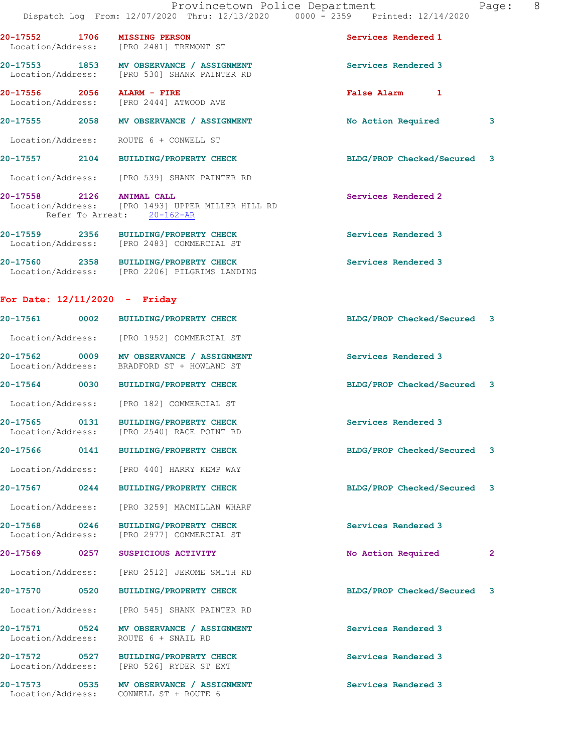20-17552 1706 **MISSING PERSON** Services Rendered 1
Location/Address: [PRO 2481] TREMONT ST

20-17553 1853 **MV OBSERVANCE / ASSIGNMENT** Services Rendered 3
Location/Address: [PRO 530] SHANK PAINTER RD

20-17556 2056 **ALARM - FIRE** False Alarm 1
Location/Address: [PRO 2444] ATWOOD AVE

20-17555 2058 **MV OBSERVANCE / ASSIGNMENT** No Action Required 3
Location/Address: ROUTE 6 + CONWELL ST

20-17557 2104 **BUILDING/PROPERTY CHECK** BLDG/PROP Checked/Secured 3
Location/Address: [PRO 539] SHANK PAINTER RD

20-17558 2126 **ANIMAL CALL** Services Rendered 2
Location/Address: [PRO 1493] UPPER MILLER HILL RD
Refer To Arrest: 20-162-AR

20-17559 2356 **BUILDING/PROPERTY CHECK** Services Rendered 3
Location/Address: [PRO 2483] COMMERCIAL ST

20-17560 2358 **BUILDING/PROPERTY CHECK** Services Rendered 3
Location/Address: [PRO 2206] PILGRIMS LANDING

## For Date: 12/11/2020 - Friday

20-17561 0002 **BUILDING/PROPERTY CHECK** BLDG/PROP Checked/Secured 3
Location/Address: [PRO 1952] COMMERCIAL ST

20-17562 0009 **MV OBSERVANCE / ASSIGNMENT** Services Rendered 3
Location/Address: BRADFORD ST + HOWLAND ST

20-17564 0030 **BUILDING/PROPERTY CHECK** BLDG/PROP Checked/Secured 3
Location/Address: [PRO 182] COMMERCIAL ST

20-17565 0131 **BUILDING/PROPERTY CHECK** Services Rendered 3
Location/Address: [PRO 2540] RACE POINT RD

20-17566 0141 **BUILDING/PROPERTY CHECK** BLDG/PROP Checked/Secured 3
Location/Address: [PRO 440] HARRY KEMP WAY

20-17567 0244 **BUILDING/PROPERTY CHECK** BLDG/PROP Checked/Secured 3
Location/Address: [PRO 3259] MACMILLAN WHARF

20-17568 0246 **BUILDING/PROPERTY CHECK** Services Rendered 3
Location/Address: [PRO 2977] COMMERCIAL ST

20-17569 0257 **SUSPICIOUS ACTIVITY** No Action Required 2
Location/Address: [PRO 2512] JEROME SMITH RD

20-17570 0520 **BUILDING/PROPERTY CHECK** BLDG/PROP Checked/Secured 3
Location/Address: [PRO 545] SHANK PAINTER RD

20-17571 0524 **MV OBSERVANCE / ASSIGNMENT** Services Rendered 3
Location/Address: ROUTE 6 + SNAIL RD

20-17572 0527 **BUILDING/PROPERTY CHECK** Services Rendered 3
Location/Address: [PRO 526] RYDER ST EXT

20-17573 0535 **MV OBSERVANCE / ASSIGNMENT** Services Rendered 3
Location/Address: CONWELL ST + ROUTE 6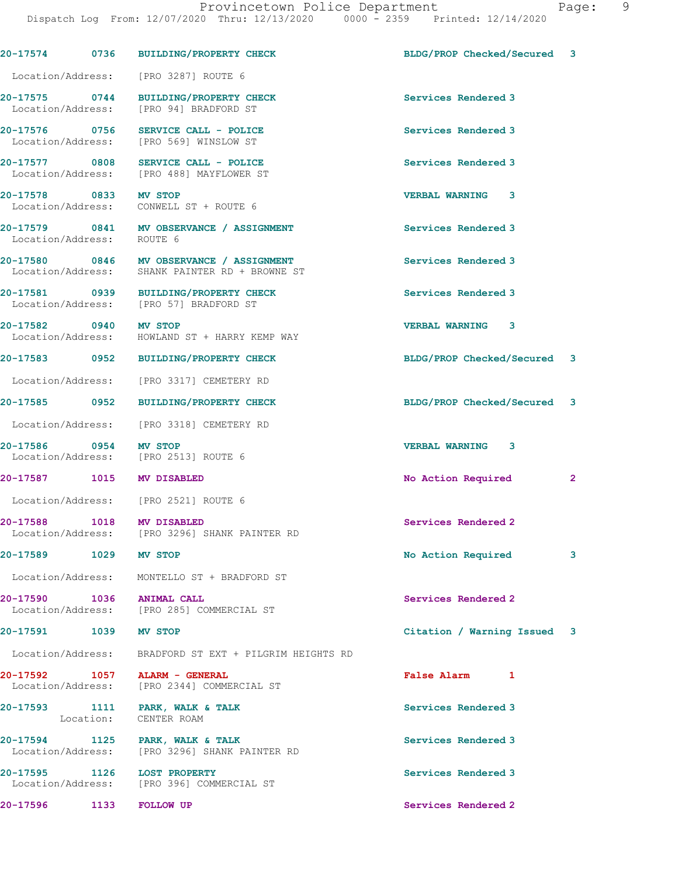20-17574 0736 BUILDING/PROPERTY CHECK BLDG/PROP Checked/Secured 3
Location/Address: [PRO 3287] ROUTE 6

20-17575 0744 BUILDING/PROPERTY CHECK Services Rendered 3
Location/Address: [PRO 94] BRADFORD ST

20-17576 0756 SERVICE CALL - POLICE Services Rendered 3
Location/Address: [PRO 569] WINSLOW ST

20-17577 0808 SERVICE CALL - POLICE Services Rendered 3
Location/Address: [PRO 488] MAYFLOWER ST

20-17578 0833 MV STOP VERBAL WARNING 3
Location/Address: CONWELL ST + ROUTE 6

20-17579 0841 MV OBSERVANCE / ASSIGNMENT Services Rendered 3
Location/Address: ROUTE 6

20-17580 0846 MV OBSERVANCE / ASSIGNMENT Services Rendered 3
Location/Address: SHANK PAINTER RD + BROWNE ST

20-17581 0939 BUILDING/PROPERTY CHECK Services Rendered 3
Location/Address: [PRO 57] BRADFORD ST

20-17582 0940 MV STOP VERBAL WARNING 3
Location/Address: HOWLAND ST + HARRY KEMP WAY

20-17583 0952 BUILDING/PROPERTY CHECK BLDG/PROP Checked/Secured 3
Location/Address: [PRO 3317] CEMETERY RD

20-17585 0952 BUILDING/PROPERTY CHECK BLDG/PROP Checked/Secured 3
Location/Address: [PRO 3318] CEMETERY RD

20-17586 0954 MV STOP VERBAL WARNING 3
Location/Address: [PRO 2513] ROUTE 6

20-17587 1015 MV DISABLED No Action Required 2
Location/Address: [PRO 2521] ROUTE 6

20-17588 1018 MV DISABLED Services Rendered 2
Location/Address: [PRO 3296] SHANK PAINTER RD

20-17589 1029 MV STOP No Action Required 3
Location/Address: MONTELLO ST + BRADFORD ST

20-17590 1036 ANIMAL CALL Services Rendered 2
Location/Address: [PRO 285] COMMERCIAL ST

20-17591 1039 MV STOP Citation / Warning Issued 3
Location/Address: BRADFORD ST EXT + PILGRIM HEIGHTS RD

20-17592 1057 ALARM - GENERAL False Alarm 1
Location/Address: [PRO 2344] COMMERCIAL ST

20-17593 1111 PARK, WALK & TALK Services Rendered 3
Location: CENTER ROAM

20-17594 1125 PARK, WALK & TALK Services Rendered 3
Location/Address: [PRO 3296] SHANK PAINTER RD

20-17595 1126 LOST PROPERTY Services Rendered 3
Location/Address: [PRO 396] COMMERCIAL ST

20-17596 1133 FOLLOW UP Services Rendered 2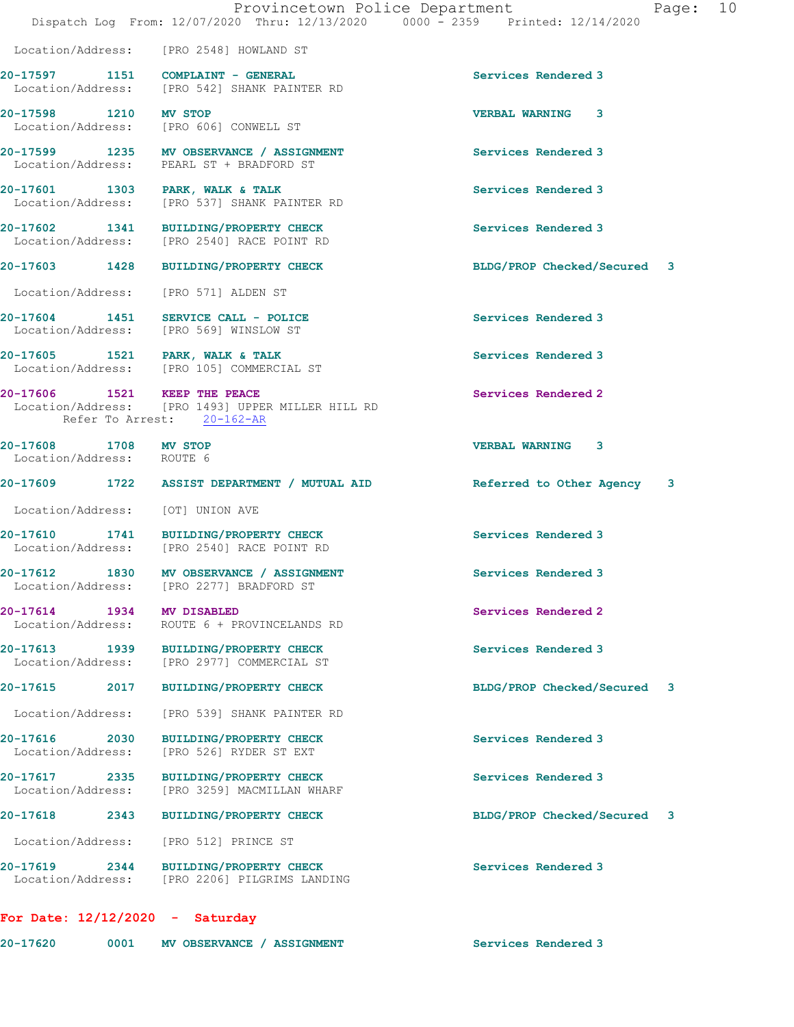Location/Address: [PRO 2548] HOWLAND ST

**20-17597 1151 COMPLAINT - GENERAL** Services Rendered 3
Location/Address: [PRO 542] SHANK PAINTER RD

**20-17598 1210 MV STOP** VERBAL WARNING 3
Location/Address: [PRO 606] CONWELL ST

**20-17599 1235 MV OBSERVANCE / ASSIGNMENT** Services Rendered 3
Location/Address: PEARL ST + BRADFORD ST

**20-17601 1303 PARK, WALK & TALK** Services Rendered 3
Location/Address: [PRO 537] SHANK PAINTER RD

**20-17602 1341 BUILDING/PROPERTY CHECK** Services Rendered 3
Location/Address: [PRO 2540] RACE POINT RD

**20-17603 1428 BUILDING/PROPERTY CHECK** BLDG/PROP Checked/Secured 3
Location/Address: [PRO 571] ALDEN ST

**20-17604 1451 SERVICE CALL - POLICE** Services Rendered 3
Location/Address: [PRO 569] WINSLOW ST

**20-17605 1521 PARK, WALK & TALK** Services Rendered 3
Location/Address: [PRO 105] COMMERCIAL ST

**20-17606 1521 KEEP THE PEACE** Services Rendered 2
Location/Address: [PRO 1493] UPPER MILLER HILL RD
Refer To Arrest: 20-162-AR

**20-17608 1708 MV STOP** VERBAL WARNING 3
Location/Address: ROUTE 6

**20-17609 1722 ASSIST DEPARTMENT / MUTUAL AID** Referred to Other Agency 3
Location/Address: [OT] UNION AVE

**20-17610 1741 BUILDING/PROPERTY CHECK** Services Rendered 3
Location/Address: [PRO 2540] RACE POINT RD

**20-17612 1830 MV OBSERVANCE / ASSIGNMENT** Services Rendered 3
Location/Address: [PRO 2277] BRADFORD ST

**20-17614 1934 MV DISABLED** Services Rendered 2
Location/Address: ROUTE 6 + PROVINCELANDS RD

**20-17613 1939 BUILDING/PROPERTY CHECK** Services Rendered 3
Location/Address: [PRO 2977] COMMERCIAL ST

**20-17615 2017 BUILDING/PROPERTY CHECK** BLDG/PROP Checked/Secured 3
Location/Address: [PRO 539] SHANK PAINTER RD

**20-17616 2030 BUILDING/PROPERTY CHECK** Services Rendered 3
Location/Address: [PRO 526] RYDER ST EXT

**20-17617 2335 BUILDING/PROPERTY CHECK** Services Rendered 3
Location/Address: [PRO 3259] MACMILLAN WHARF

**20-17618 2343 BUILDING/PROPERTY CHECK** BLDG/PROP Checked/Secured 3
Location/Address: [PRO 512] PRINCE ST

**20-17619 2344 BUILDING/PROPERTY CHECK** Services Rendered 3
Location/Address: [PRO 2206] PILGRIMS LANDING

## For Date: 12/12/2020 - Saturday

**20-17620 0001 MV OBSERVANCE / ASSIGNMENT** Services Rendered 3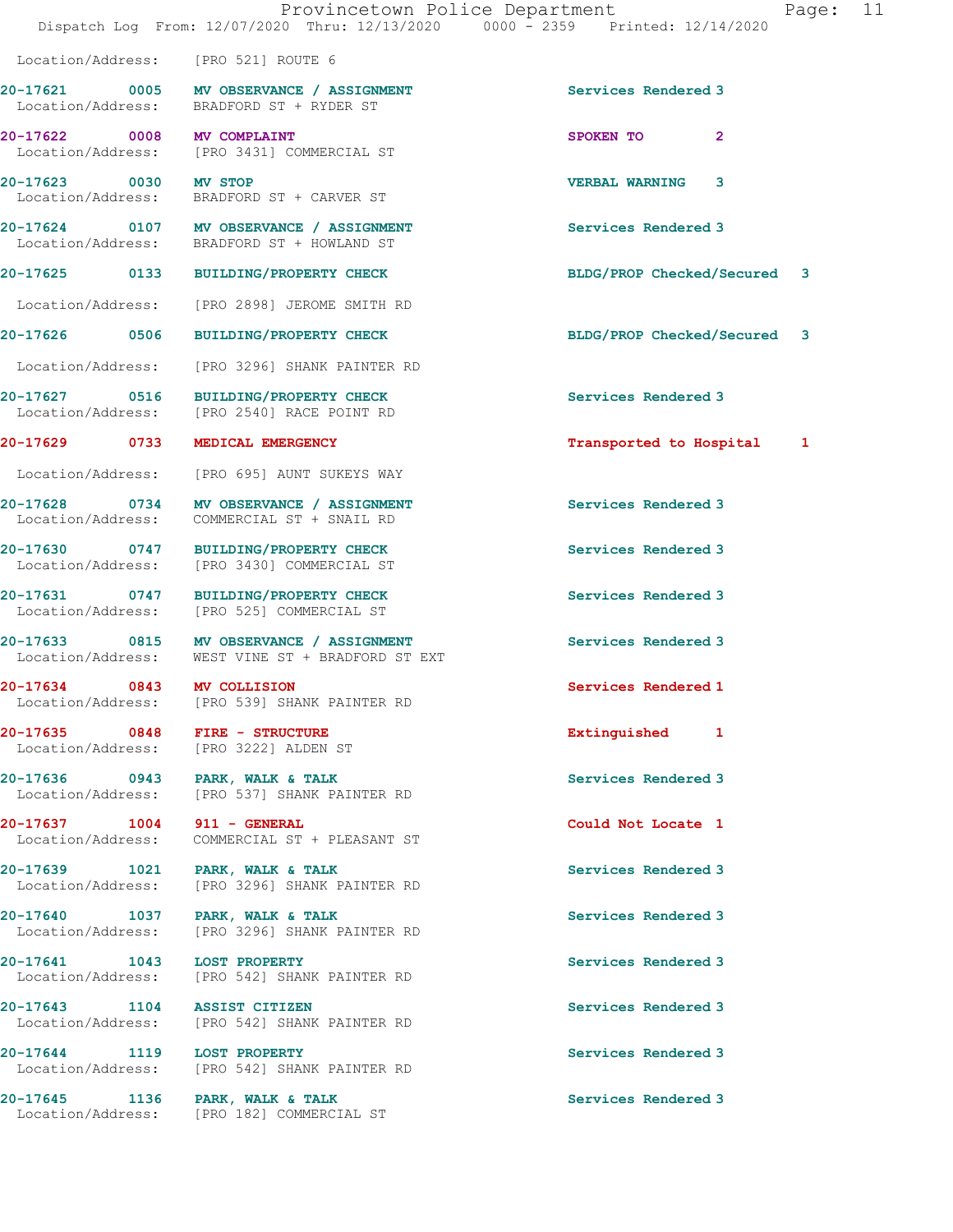Location/Address: [PRO 521] ROUTE 6

| Call # | Time | Call Reason | Action | Priority |
|---|---|---|---|---|
| 20-17621 | 0005 | MV OBSERVANCE / ASSIGNMENT | Services Rendered | 3 |
| | | Location/Address: BRADFORD ST + RYDER ST | | |
| 20-17622 | 0008 | MV COMPLAINT | SPOKEN TO | 2 |
| | | Location/Address: [PRO 3431] COMMERCIAL ST | | |
| 20-17623 | 0030 | MV STOP | VERBAL WARNING | 3 |
| | | Location/Address: BRADFORD ST + CARVER ST | | |
| 20-17624 | 0107 | MV OBSERVANCE / ASSIGNMENT | Services Rendered | 3 |
| | | Location/Address: BRADFORD ST + HOWLAND ST | | |
| 20-17625 | 0133 | BUILDING/PROPERTY CHECK | BLDG/PROP Checked/Secured | 3 |
| | | Location/Address: [PRO 2898] JEROME SMITH RD | | |
| 20-17626 | 0506 | BUILDING/PROPERTY CHECK | BLDG/PROP Checked/Secured | 3 |
| | | Location/Address: [PRO 3296] SHANK PAINTER RD | | |
| 20-17627 | 0516 | BUILDING/PROPERTY CHECK | Services Rendered | 3 |
| | | Location/Address: [PRO 2540] RACE POINT RD | | |
| 20-17629 | 0733 | MEDICAL EMERGENCY | Transported to Hospital | 1 |
| | | Location/Address: [PRO 695] AUNT SUKEYS WAY | | |
| 20-17628 | 0734 | MV OBSERVANCE / ASSIGNMENT | Services Rendered | 3 |
| | | Location/Address: COMMERCIAL ST + SNAIL RD | | |
| 20-17630 | 0747 | BUILDING/PROPERTY CHECK | Services Rendered | 3 |
| | | Location/Address: [PRO 3430] COMMERCIAL ST | | |
| 20-17631 | 0747 | BUILDING/PROPERTY CHECK | Services Rendered | 3 |
| | | Location/Address: [PRO 525] COMMERCIAL ST | | |
| 20-17633 | 0815 | MV OBSERVANCE / ASSIGNMENT | Services Rendered | 3 |
| | | Location/Address: WEST VINE ST + BRADFORD ST EXT | | |
| 20-17634 | 0843 | MV COLLISION | Services Rendered | 1 |
| | | Location/Address: [PRO 539] SHANK PAINTER RD | | |
| 20-17635 | 0848 | FIRE - STRUCTURE | Extinguished | 1 |
| | | Location/Address: [PRO 3222] ALDEN ST | | |
| 20-17636 | 0943 | PARK, WALK & TALK | Services Rendered | 3 |
| | | Location/Address: [PRO 537] SHANK PAINTER RD | | |
| 20-17637 | 1004 | 911 - GENERAL | Could Not Locate | 1 |
| | | Location/Address: COMMERCIAL ST + PLEASANT ST | | |
| 20-17639 | 1021 | PARK, WALK & TALK | Services Rendered | 3 |
| | | Location/Address: [PRO 3296] SHANK PAINTER RD | | |
| 20-17640 | 1037 | PARK, WALK & TALK | Services Rendered | 3 |
| | | Location/Address: [PRO 3296] SHANK PAINTER RD | | |
| 20-17641 | 1043 | LOST PROPERTY | Services Rendered | 3 |
| | | Location/Address: [PRO 542] SHANK PAINTER RD | | |
| 20-17643 | 1104 | ASSIST CITIZEN | Services Rendered | 3 |
| | | Location/Address: [PRO 542] SHANK PAINTER RD | | |
| 20-17644 | 1119 | LOST PROPERTY | Services Rendered | 3 |
| | | Location/Address: [PRO 542] SHANK PAINTER RD | | |
| 20-17645 | 1136 | PARK, WALK & TALK | Services Rendered | 3 |
| | | Location/Address: [PRO 182] COMMERCIAL ST | | |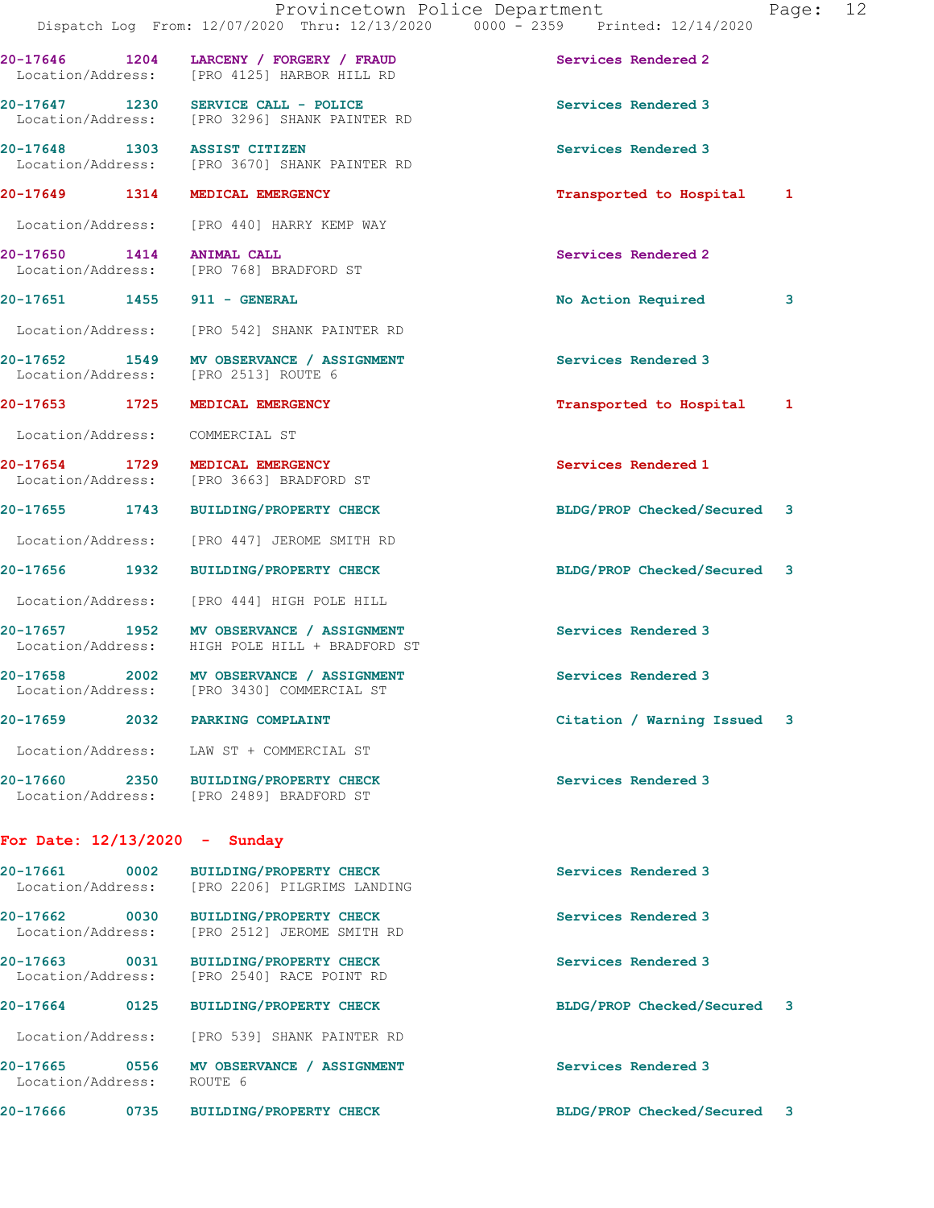| Call # | Time | Call Type | Disposition | Priority |
|---|---|---|---|---|
| 20-17646 | 1204 | LARCENY / FORGERY / FRAUD | Services Rendered | 2 |
| Location/Address: | | [PRO 4125] HARBOR HILL RD | | |
| 20-17647 | 1230 | SERVICE CALL - POLICE | Services Rendered | 3 |
| Location/Address: | | [PRO 3296] SHANK PAINTER RD | | |
| 20-17648 | 1303 | ASSIST CITIZEN | Services Rendered | 3 |
| Location/Address: | | [PRO 3670] SHANK PAINTER RD | | |
| 20-17649 | 1314 | MEDICAL EMERGENCY | Transported to Hospital | 1 |
| Location/Address: | | [PRO 440] HARRY KEMP WAY | | |
| 20-17650 | 1414 | ANIMAL CALL | Services Rendered | 2 |
| Location/Address: | | [PRO 768] BRADFORD ST | | |
| 20-17651 | 1455 | 911 - GENERAL | No Action Required | 3 |
| Location/Address: | | [PRO 542] SHANK PAINTER RD | | |
| 20-17652 | 1549 | MV OBSERVANCE / ASSIGNMENT | Services Rendered | 3 |
| Location/Address: | | [PRO 2513] ROUTE 6 | | |
| 20-17653 | 1725 | MEDICAL EMERGENCY | Transported to Hospital | 1 |
| Location/Address: | | COMMERCIAL ST | | |
| 20-17654 | 1729 | MEDICAL EMERGENCY | Services Rendered | 1 |
| Location/Address: | | [PRO 3663] BRADFORD ST | | |
| 20-17655 | 1743 | BUILDING/PROPERTY CHECK | BLDG/PROP Checked/Secured | 3 |
| Location/Address: | | [PRO 447] JEROME SMITH RD | | |
| 20-17656 | 1932 | BUILDING/PROPERTY CHECK | BLDG/PROP Checked/Secured | 3 |
| Location/Address: | | [PRO 444] HIGH POLE HILL | | |
| 20-17657 | 1952 | MV OBSERVANCE / ASSIGNMENT | Services Rendered | 3 |
| Location/Address: | | HIGH POLE HILL + BRADFORD ST | | |
| 20-17658 | 2002 | MV OBSERVANCE / ASSIGNMENT | Services Rendered | 3 |
| Location/Address: | | [PRO 3430] COMMERCIAL ST | | |
| 20-17659 | 2032 | PARKING COMPLAINT | Citation / Warning Issued | 3 |
| Location/Address: | | LAW ST + COMMERCIAL ST | | |
| 20-17660 | 2350 | BUILDING/PROPERTY CHECK | Services Rendered | 3 |
| Location/Address: | | [PRO 2489] BRADFORD ST | | |

**For Date: 12/13/2020 - Sunday**

| Call # | Time | Call Type | Disposition | Priority |
|---|---|---|---|---|
| 20-17661 | 0002 | BUILDING/PROPERTY CHECK | Services Rendered | 3 |
| Location/Address: | | [PRO 2206] PILGRIMS LANDING | | |
| 20-17662 | 0030 | BUILDING/PROPERTY CHECK | Services Rendered | 3 |
| Location/Address: | | [PRO 2512] JEROME SMITH RD | | |
| 20-17663 | 0031 | BUILDING/PROPERTY CHECK | Services Rendered | 3 |
| Location/Address: | | [PRO 2540] RACE POINT RD | | |
| 20-17664 | 0125 | BUILDING/PROPERTY CHECK | BLDG/PROP Checked/Secured | 3 |
| Location/Address: | | [PRO 539] SHANK PAINTER RD | | |
| 20-17665 | 0556 | MV OBSERVANCE / ASSIGNMENT | Services Rendered | 3 |
| Location/Address: | | ROUTE 6 | | |
| 20-17666 | 0735 | BUILDING/PROPERTY CHECK | BLDG/PROP Checked/Secured | 3 |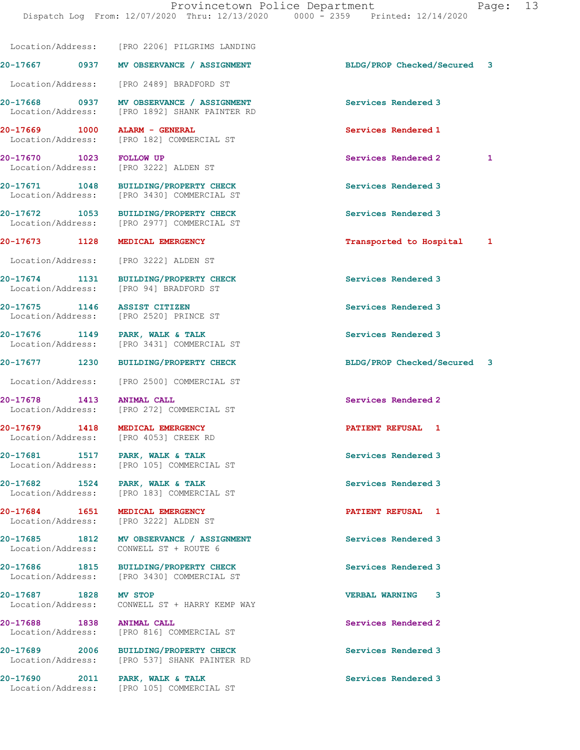Location/Address: [PRO 2206] PILGRIMS LANDING

| Call Number | Time | Call Reason | Action | Priority |
|---|---|---|---|---|
| 20-17667 | 0937 | MV OBSERVANCE / ASSIGNMENT | BLDG/PROP Checked/Secured | 3 |

Location/Address: [PRO 2489] BRADFORD ST

| Call Number | Time | Call Reason | Action | Priority |
|---|---|---|---|---|
| 20-17668 | 0937 | MV OBSERVANCE / ASSIGNMENT | Services Rendered | 3 |

Location/Address: [PRO 1892] SHANK PAINTER RD

| Call Number | Time | Call Reason | Action | Priority |
|---|---|---|---|---|
| 20-17669 | 1000 | ALARM - GENERAL | Services Rendered | 1 |

Location/Address: [PRO 182] COMMERCIAL ST

| Call Number | Time | Call Reason | Action | Priority | |
|---|---|---|---|---|---|
| 20-17670 | 1023 | FOLLOW UP | Services Rendered | 2 | 1 |

Location/Address: [PRO 3222] ALDEN ST

| Call Number | Time | Call Reason | Action | Priority |
|---|---|---|---|---|
| 20-17671 | 1048 | BUILDING/PROPERTY CHECK | Services Rendered | 3 |

Location/Address: [PRO 3430] COMMERCIAL ST

| Call Number | Time | Call Reason | Action | Priority |
|---|---|---|---|---|
| 20-17672 | 1053 | BUILDING/PROPERTY CHECK | Services Rendered | 3 |

Location/Address: [PRO 2977] COMMERCIAL ST

| Call Number | Time | Call Reason | Action | Priority |
|---|---|---|---|---|
| 20-17673 | 1128 | MEDICAL EMERGENCY | Transported to Hospital | 1 |

Location/Address: [PRO 3222] ALDEN ST

| Call Number | Time | Call Reason | Action | Priority |
|---|---|---|---|---|
| 20-17674 | 1131 | BUILDING/PROPERTY CHECK | Services Rendered | 3 |

Location/Address: [PRO 94] BRADFORD ST

| Call Number | Time | Call Reason | Action | Priority |
|---|---|---|---|---|
| 20-17675 | 1146 | ASSIST CITIZEN | Services Rendered | 3 |

Location/Address: [PRO 2520] PRINCE ST

| Call Number | Time | Call Reason | Action | Priority |
|---|---|---|---|---|
| 20-17676 | 1149 | PARK, WALK & TALK | Services Rendered | 3 |

Location/Address: [PRO 3431] COMMERCIAL ST

| Call Number | Time | Call Reason | Action | Priority |
|---|---|---|---|---|
| 20-17677 | 1230 | BUILDING/PROPERTY CHECK | BLDG/PROP Checked/Secured | 3 |

Location/Address: [PRO 2500] COMMERCIAL ST

| Call Number | Time | Call Reason | Action | Priority |
|---|---|---|---|---|
| 20-17678 | 1413 | ANIMAL CALL | Services Rendered | 2 |

Location/Address: [PRO 272] COMMERCIAL ST

| Call Number | Time | Call Reason | Action | Priority |
|---|---|---|---|---|
| 20-17679 | 1418 | MEDICAL EMERGENCY | PATIENT REFUSAL | 1 |

Location/Address: [PRO 4053] CREEK RD

| Call Number | Time | Call Reason | Action | Priority |
|---|---|---|---|---|
| 20-17681 | 1517 | PARK, WALK & TALK | Services Rendered | 3 |

Location/Address: [PRO 105] COMMERCIAL ST

| Call Number | Time | Call Reason | Action | Priority |
|---|---|---|---|---|
| 20-17682 | 1524 | PARK, WALK & TALK | Services Rendered | 3 |

Location/Address: [PRO 183] COMMERCIAL ST

| Call Number | Time | Call Reason | Action | Priority |
|---|---|---|---|---|
| 20-17684 | 1651 | MEDICAL EMERGENCY | PATIENT REFUSAL | 1 |

Location/Address: [PRO 3222] ALDEN ST

| Call Number | Time | Call Reason | Action | Priority |
|---|---|---|---|---|
| 20-17685 | 1812 | MV OBSERVANCE / ASSIGNMENT | Services Rendered | 3 |

Location/Address: CONWELL ST + ROUTE 6

| Call Number | Time | Call Reason | Action | Priority |
|---|---|---|---|---|
| 20-17686 | 1815 | BUILDING/PROPERTY CHECK | Services Rendered | 3 |

Location/Address: [PRO 3430] COMMERCIAL ST

| Call Number | Time | Call Reason | Action | Priority |
|---|---|---|---|---|
| 20-17687 | 1828 | MV STOP | VERBAL WARNING | 3 |

Location/Address: CONWELL ST + HARRY KEMP WAY

| Call Number | Time | Call Reason | Action | Priority |
|---|---|---|---|---|
| 20-17688 | 1838 | ANIMAL CALL | Services Rendered | 2 |

Location/Address: [PRO 816] COMMERCIAL ST

| Call Number | Time | Call Reason | Action | Priority |
|---|---|---|---|---|
| 20-17689 | 2006 | BUILDING/PROPERTY CHECK | Services Rendered | 3 |

Location/Address: [PRO 537] SHANK PAINTER RD

| Call Number | Time | Call Reason | Action | Priority |
|---|---|---|---|---|
| 20-17690 | 2011 | PARK, WALK & TALK | Services Rendered | 3 |

Location/Address: [PRO 105] COMMERCIAL ST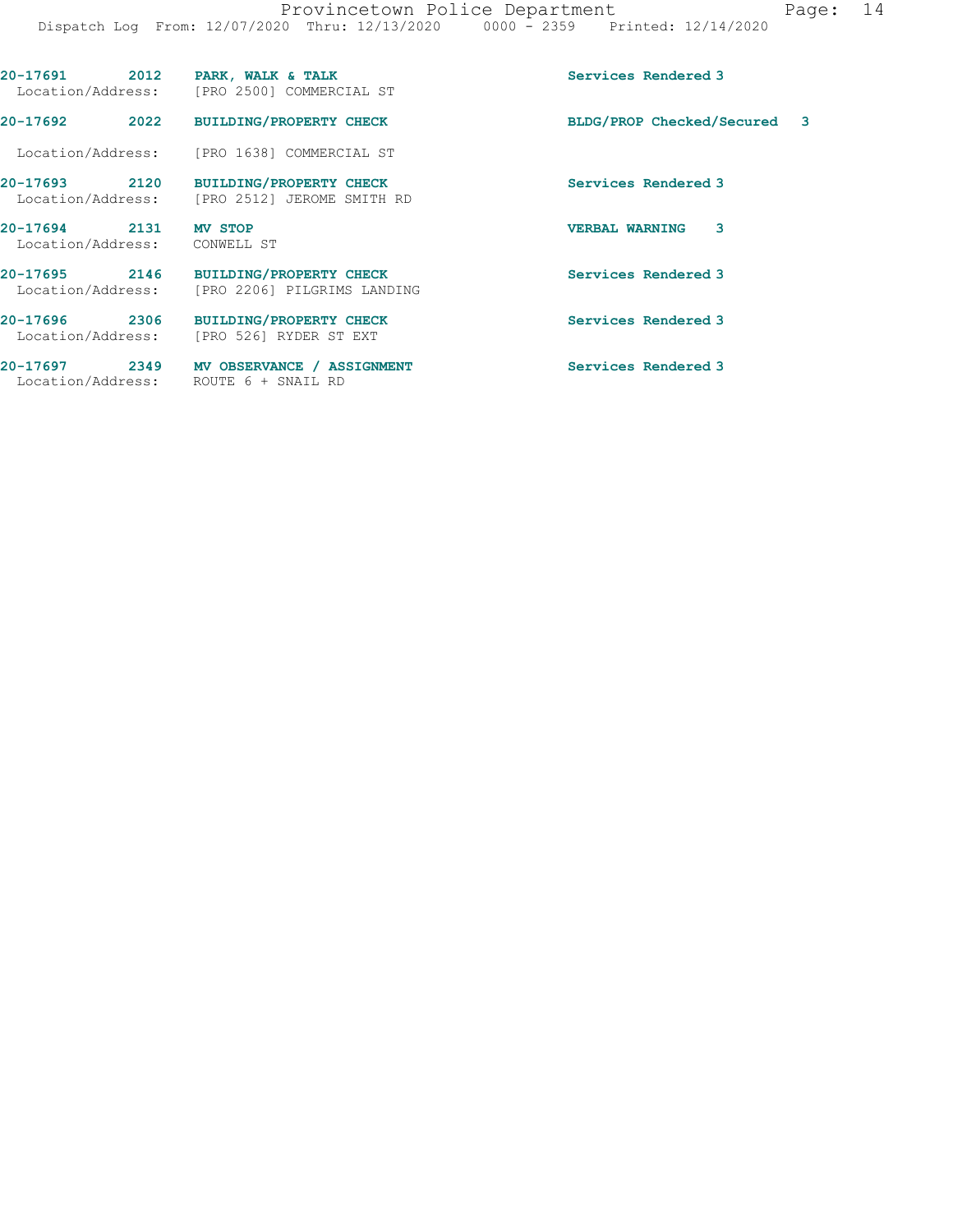**20-17691 2012 PARK, WALK & TALK** Services Rendered 3
Location/Address: [PRO 2500] COMMERCIAL ST

**20-17692 2022 BUILDING/PROPERTY CHECK** BLDG/PROP Checked/Secured 3
Location/Address: [PRO 1638] COMMERCIAL ST

**20-17693 2120 BUILDING/PROPERTY CHECK** Services Rendered 3
Location/Address: [PRO 2512] JEROME SMITH RD

**20-17694 2131 MV STOP** VERBAL WARNING 3
Location/Address: CONWELL ST

**20-17695 2146 BUILDING/PROPERTY CHECK** Services Rendered 3
Location/Address: [PRO 2206] PILGRIMS LANDING

**20-17696 2306 BUILDING/PROPERTY CHECK** Services Rendered 3
Location/Address: [PRO 526] RYDER ST EXT

**20-17697 2349 MV OBSERVANCE / ASSIGNMENT** Services Rendered 3
Location/Address: ROUTE 6 + SNAIL RD